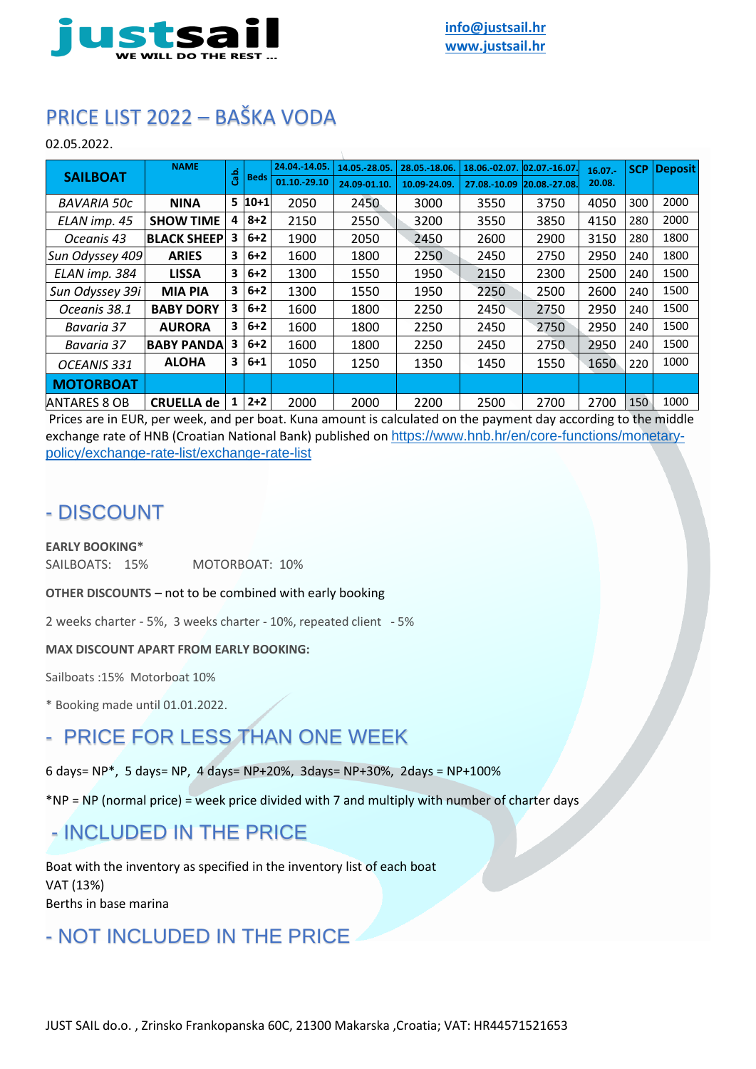**justsail** WE WILL DO THE REST ...

info@justsail.hr
www.justsail.hr

# PRICE LIST 2022 – BAŠKA VODA

02.05.2022.

| SAILBOAT | NAME | Cab. | Beds | 24.04.-14.05. 01.10.-29.10 | 14.05.-28.05. 24.09-01.10. | 28.05.-18.06. 10.09-24.09. | 18.06.-02.07. 27.08.-10.09 | 02.07.-16.07. 20.08.-27.08. | 16.07.-20.08. | SCP | Deposit |
|---|---|---|---|---|---|---|---|---|---|---|---|
| *BAVARIA 50c* | **NINA** | 5 | 10+1 | 2050 | 2450 | 3000 | 3550 | 3750 | 4050 | 300 | 2000 |
| *ELAN imp. 45* | **SHOW TIME** | 4 | 8+2 | 2150 | 2550 | 3200 | 3550 | 3850 | 4150 | 280 | 2000 |
| *Oceanis 43* | **BLACK SHEEP** | 3 | 6+2 | 1900 | 2050 | 2450 | 2600 | 2900 | 3150 | 280 | 1800 |
| *Sun Odyssey 409* | **ARIES** | 3 | 6+2 | 1600 | 1800 | 2250 | 2450 | 2750 | 2950 | 240 | 1800 |
| *ELAN imp. 384* | **LISSA** | 3 | 6+2 | 1300 | 1550 | 1950 | 2150 | 2300 | 2500 | 240 | 1500 |
| *Sun Odyssey 39i* | **MIA PIA** | 3 | 6+2 | 1300 | 1550 | 1950 | 2250 | 2500 | 2600 | 240 | 1500 |
| *Oceanis 38.1* | **BABY DORY** | 3 | 6+2 | 1600 | 1800 | 2250 | 2450 | 2750 | 2950 | 240 | 1500 |
| *Bavaria 37* | **AURORA** | 3 | 6+2 | 1600 | 1800 | 2250 | 2450 | 2750 | 2950 | 240 | 1500 |
| *Bavaria 37* | **BABY PANDA** | 3 | 6+2 | 1600 | 1800 | 2250 | 2450 | 2750 | 2950 | 240 | 1500 |
| *OCEANIS 331* | **ALOHA** | 3 | 6+1 | 1050 | 1250 | 1350 | 1450 | 1550 | 1650 | 220 | 1000 |
| **MOTORBOAT** | | | | | | | | | | | |
| ANTARES 8 OB | **CRUELLA de** | 1 | 2+2 | 2000 | 2000 | 2200 | 2500 | 2700 | 2700 | 150 | 1000 |

Prices are in EUR, per week, and per boat. Kuna amount is calculated on the payment day according to the middle exchange rate of HNB (Croatian National Bank) published on https://www.hnb.hr/en/core-functions/monetary-policy/exchange-rate-list/exchange-rate-list

## - DISCOUNT

**EARLY BOOKING***

SAILBOATS: 15% MOTORBOAT: 10%

**OTHER DISCOUNTS** – not to be combined with early booking

2 weeks charter - 5%, 3 weeks charter - 10%, repeated client - 5%

**MAX DISCOUNT APART FROM EARLY BOOKING:**

Sailboats :15% Motorboat 10%

* Booking made until 01.01.2022.

## - PRICE FOR LESS THAN ONE WEEK

6 days= NP*, 5 days= NP, 4 days= NP+20%, 3days= NP+30%, 2days = NP+100%

*NP = NP (normal price) = week price divided with 7 and multiply with number of charter days

## - INCLUDED IN THE PRICE

Boat with the inventory as specified in the inventory list of each boat
VAT (13%)
Berths in base marina

## - NOT INCLUDED IN THE PRICE

JUST SAIL do.o. , Zrinsko Frankopanska 60C, 21300 Makarska ,Croatia; VAT: HR44571521653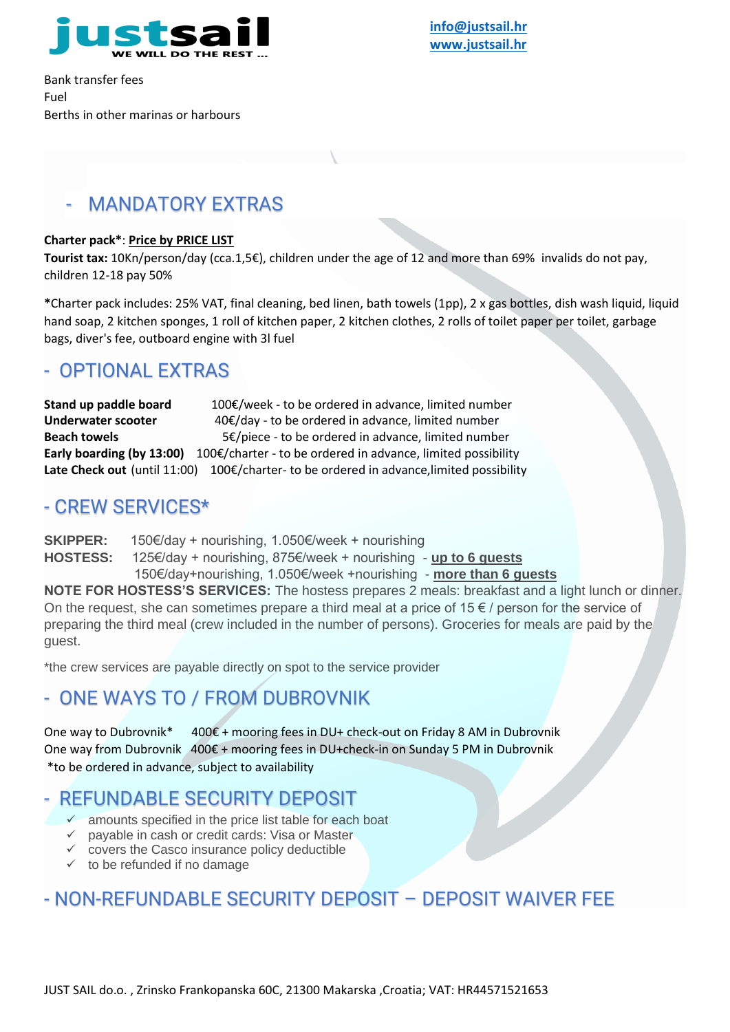Bank transfer fees
Fuel
Berths in other marinas or harbours

## - MANDATORY EXTRAS

**Charter pack***: **Price by PRICE LIST**
**Tourist tax:** 10Kn/person/day (cca.1,5€), children under the age of 12 and more than 69% invalids do not pay, children 12-18 pay 50%

***Charter pack includes: 25% VAT, final cleaning, bed linen, bath towels (1pp), 2 x gas bottles, dish wash liquid, liquid hand soap, 2 kitchen sponges, 1 roll of kitchen paper, 2 kitchen clothes, 2 rolls of toilet paper per toilet, garbage bags, diver's fee, outboard engine with 3l fuel

## - OPTIONAL EXTRAS

**Stand up paddle board** 100€/week - to be ordered in advance, limited number
**Underwater scooter** 40€/day - to be ordered in advance, limited number
**Beach towels** 5€/piece - to be ordered in advance, limited number
**Early boarding (by 13:00)** 100€/charter - to be ordered in advance, limited possibility
**Late Check out** (until 11:00) 100€/charter- to be ordered in advance,limited possibility

## - CREW SERVICES*

**SKIPPER:** 150€/day + nourishing, 1.050€/week + nourishing
**HOSTESS:** 125€/day + nourishing, 875€/week + nourishing - **up to 6 guests**
150€/day+nourishing, 1.050€/week +nourishing - **more than 6 guests**
**NOTE FOR HOSTESS'S SERVICES:** The hostess prepares 2 meals: breakfast and a light lunch or dinner. On the request, she can sometimes prepare a third meal at a price of 15 € / person for the service of preparing the third meal (crew included in the number of persons). Groceries for meals are paid by the guest.

*the crew services are payable directly on spot to the service provider

## - ONE WAYS TO / FROM DUBROVNIK

One way to Dubrovnik* 400€ + mooring fees in DU+ check-out on Friday 8 AM in Dubrovnik
One way from Dubrovnik 400€ + mooring fees in DU+check-in on Sunday 5 PM in Dubrovnik
*to be ordered in advance, subject to availability

## - REFUNDABLE SECURITY DEPOSIT

- ✓ amounts specified in the price list table for each boat
- ✓ payable in cash or credit cards: Visa or Master
- ✓ covers the Casco insurance policy deductible
- ✓ to be refunded if no damage

## - NON-REFUNDABLE SECURITY DEPOSIT – DEPOSIT WAIVER FEE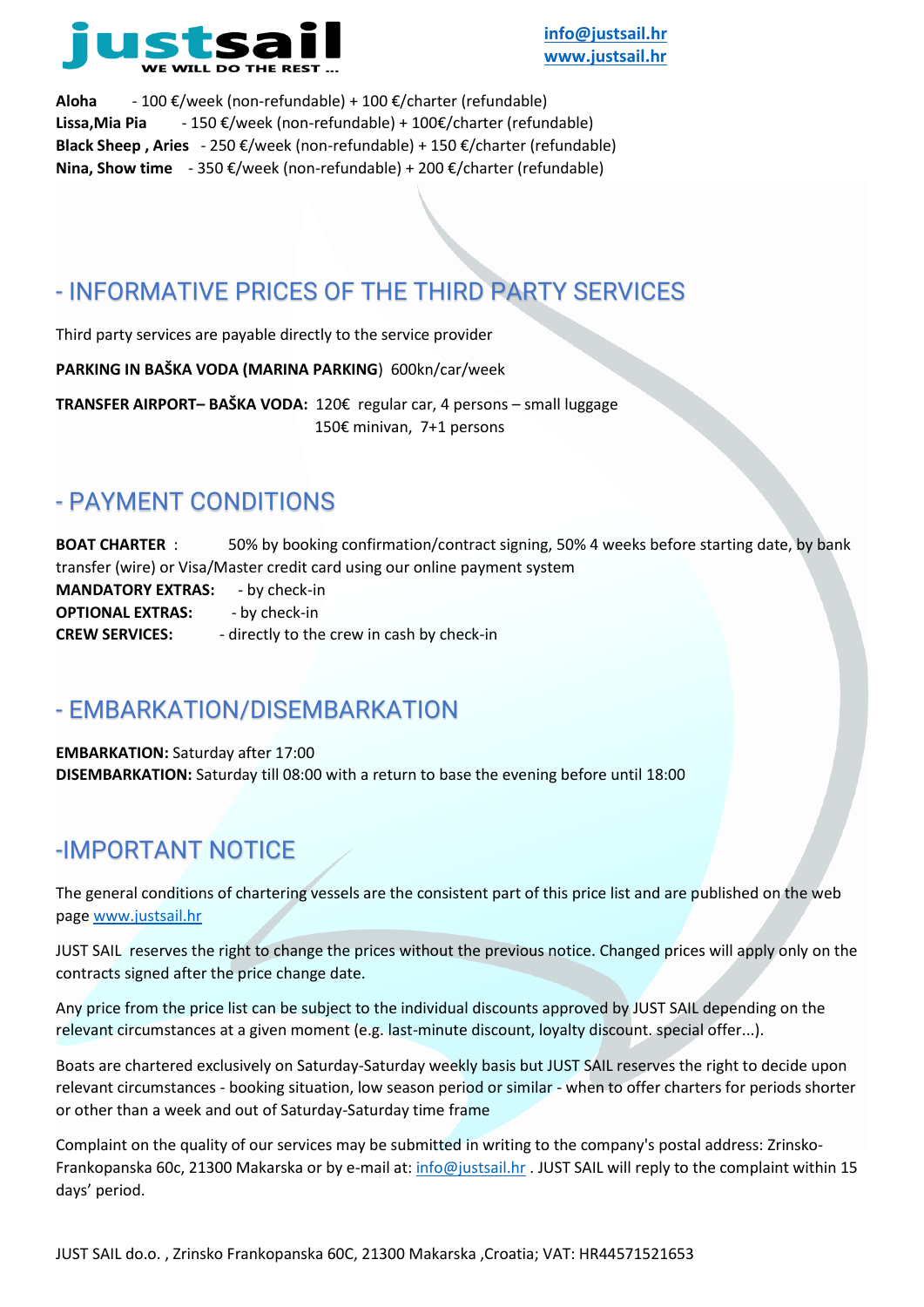**Aloha** - 100 €/week (non-refundable) + 100 €/charter (refundable)
**Lissa,Mia Pia** - 150 €/week (non-refundable) + 100€/charter (refundable)
**Black Sheep , Aries** - 250 €/week (non-refundable) + 150 €/charter (refundable)
**Nina, Show time** - 350 €/week (non-refundable) + 200 €/charter (refundable)

## - INFORMATIVE PRICES OF THE THIRD PARTY SERVICES

Third party services are payable directly to the service provider

**PARKING IN BAŠKA VODA (MARINA PARKING**) 600kn/car/week

**TRANSFER AIRPORT– BAŠKA VODA:** 120€ regular car, 4 persons – small luggage
150€ minivan, 7+1 persons

## - PAYMENT CONDITIONS

**BOAT CHARTER** : 50% by booking confirmation/contract signing, 50% 4 weeks before starting date, by bank transfer (wire) or Visa/Master credit card using our online payment system
**MANDATORY EXTRAS:** - by check-in
**OPTIONAL EXTRAS:** - by check-in
**CREW SERVICES:** - directly to the crew in cash by check-in

## - EMBARKATION/DISEMBARKATION

**EMBARKATION:** Saturday after 17:00
**DISEMBARKATION:** Saturday till 08:00 with a return to base the evening before until 18:00

## -IMPORTANT NOTICE

The general conditions of chartering vessels are the consistent part of this price list and are published on the web page www.justsail.hr

JUST SAIL reserves the right to change the prices without the previous notice. Changed prices will apply only on the contracts signed after the price change date.

Any price from the price list can be subject to the individual discounts approved by JUST SAIL depending on the relevant circumstances at a given moment (e.g. last-minute discount, loyalty discount. special offer...).

Boats are chartered exclusively on Saturday-Saturday weekly basis but JUST SAIL reserves the right to decide upon relevant circumstances - booking situation, low season period or similar - when to offer charters for periods shorter or other than a week and out of Saturday-Saturday time frame

Complaint on the quality of our services may be submitted in writing to the company's postal address: Zrinsko-Frankopanska 60c, 21300 Makarska or by e-mail at: info@justsail.hr . JUST SAIL will reply to the complaint within 15 days' period.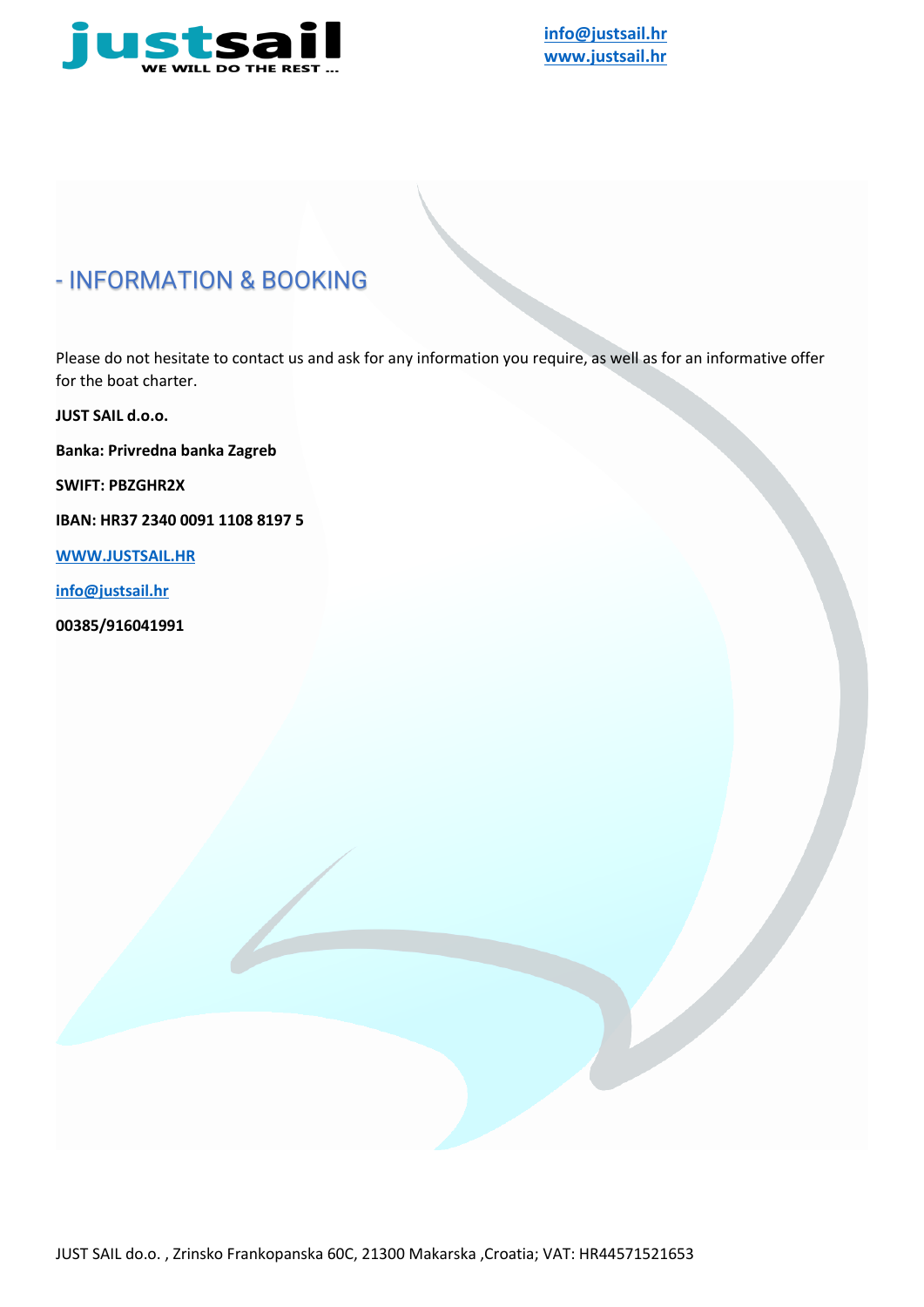## - INFORMATION & BOOKING

Please do not hesitate to contact us and ask for any information you require, as well as for an informative offer for the boat charter.

**JUST SAIL d.o.o.**

**Banka: Privredna banka Zagreb**

**SWIFT: PBZGHR2X**

**IBAN: HR37 2340 0091 1108 8197 5**

**WWW.JUSTSAIL.HR**

**info@justsail.hr**

**00385/916041991**